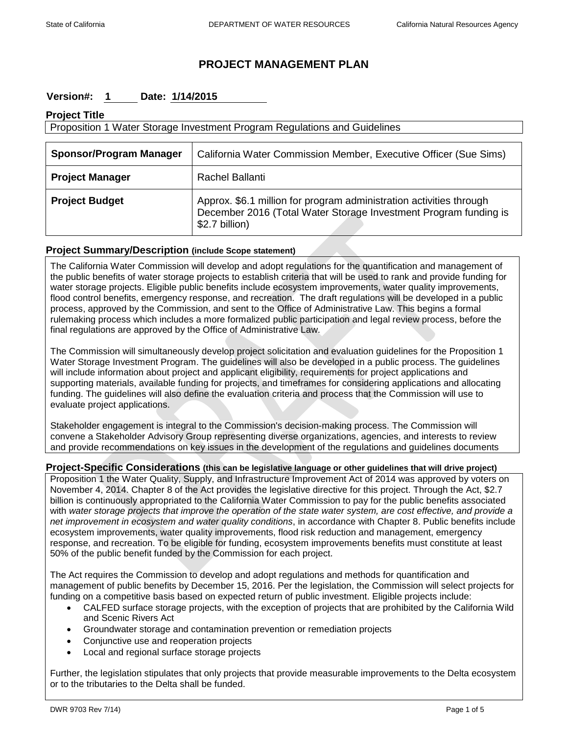# PROJECT MANAGEMENT PLAN

**Version#: 1 Date: 1/14/2015**

**Project Title**

Proposition 1 Water Storage Investment Program Regulations and Guidelines

| **Sponsor/Program Manager** | California Water Commission Member, Executive Officer (Sue Sims) |
|---|---|
| **Project Manager** | Rachel Ballanti |
| **Project Budget** | Approx. $6.1 million for program administration activities through December 2016 (Total Water Storage Investment Program funding is $2.7 billion) |

## Project Summary/Description (include Scope statement)

The California Water Commission will develop and adopt regulations for the quantification and management of the public benefits of water storage projects to establish criteria that will be used to rank and provide funding for water storage projects. Eligible public benefits include ecosystem improvements, water quality improvements, flood control benefits, emergency response, and recreation. The draft regulations will be developed in a public process, approved by the Commission, and sent to the Office of Administrative Law. This begins a formal rulemaking process which includes a more formalized public participation and legal review process, before the final regulations are approved by the Office of Administrative Law.

The Commission will simultaneously develop project solicitation and evaluation guidelines for the Proposition 1 Water Storage Investment Program. The guidelines will also be developed in a public process. The guidelines will include information about project and applicant eligibility, requirements for project applications and supporting materials, available funding for projects, and timeframes for considering applications and allocating funding. The guidelines will also define the evaluation criteria and process that the Commission will use to evaluate project applications.

Stakeholder engagement is integral to the Commission's decision-making process. The Commission will convene a Stakeholder Advisory Group representing diverse organizations, agencies, and interests to review and provide recommendations on key issues in the development of the regulations and guidelines documents

## Project-Specific Considerations (this can be legislative language or other guidelines that will drive project)

Proposition 1 the Water Quality, Supply, and Infrastructure Improvement Act of 2014 was approved by voters on November 4, 2014. Chapter 8 of the Act provides the legislative directive for this project. Through the Act, $2.7 billion is continuously appropriated to the California Water Commission to pay for the public benefits associated with *water storage projects that improve the operation of the state water system, are cost effective, and provide a net improvement in ecosystem and water quality conditions*, in accordance with Chapter 8. Public benefits include ecosystem improvements, water quality improvements, flood risk reduction and management, emergency response, and recreation. To be eligible for funding, ecosystem improvements benefits must constitute at least 50% of the public benefit funded by the Commission for each project.

The Act requires the Commission to develop and adopt regulations and methods for quantification and management of public benefits by December 15, 2016. Per the legislation, the Commission will select projects for funding on a competitive basis based on expected return of public investment. Eligible projects include:

- CALFED surface storage projects, with the exception of projects that are prohibited by the California Wild and Scenic Rivers Act
- Groundwater storage and contamination prevention or remediation projects
- Conjunctive use and reoperation projects
- Local and regional surface storage projects

Further, the legislation stipulates that only projects that provide measurable improvements to the Delta ecosystem or to the tributaries to the Delta shall be funded.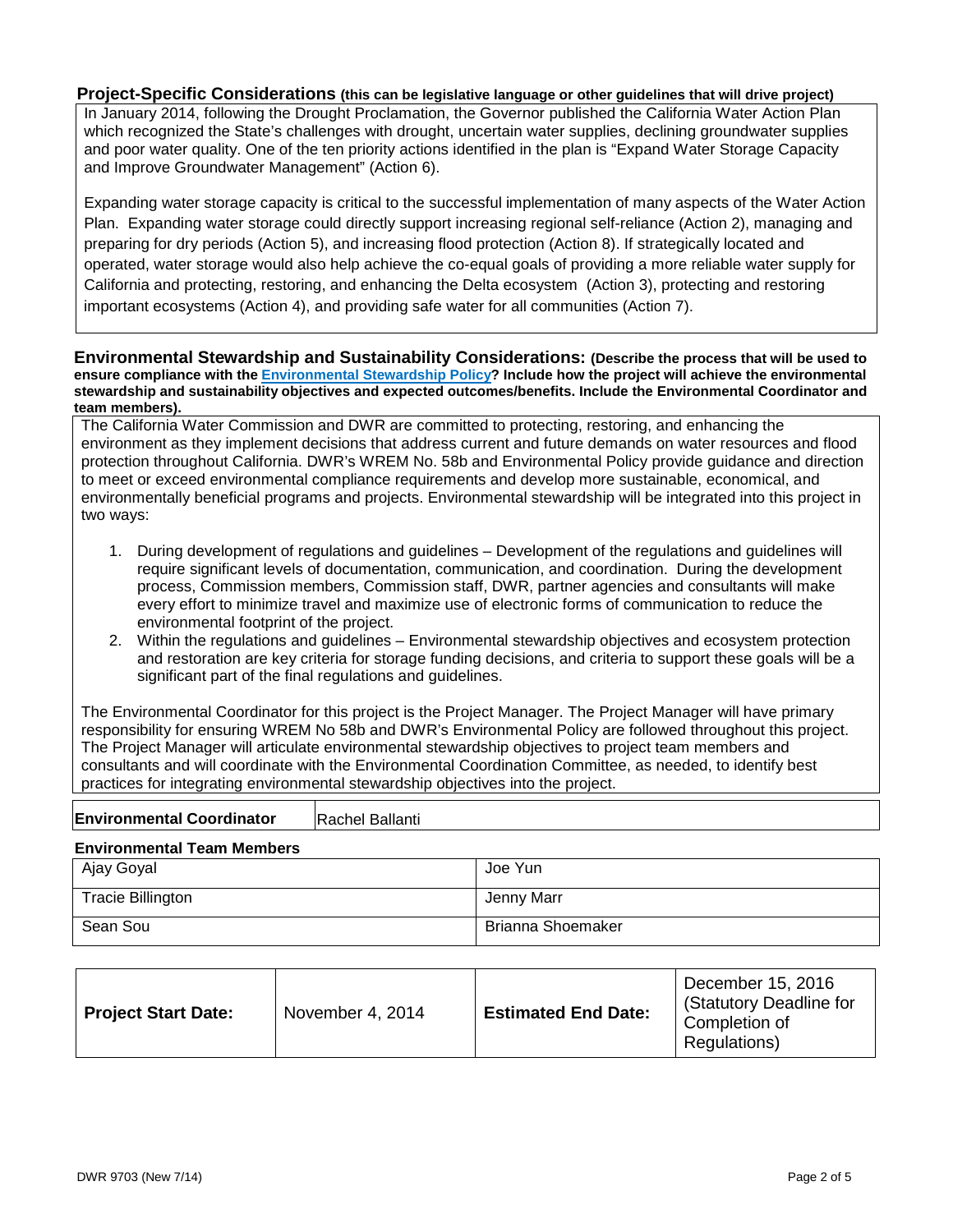### Project-Specific Considerations (this can be legislative language or other guidelines that will drive project)

In January 2014, following the Drought Proclamation, the Governor published the California Water Action Plan which recognized the State's challenges with drought, uncertain water supplies, declining groundwater supplies and poor water quality. One of the ten priority actions identified in the plan is "Expand Water Storage Capacity and Improve Groundwater Management" (Action 6).

Expanding water storage capacity is critical to the successful implementation of many aspects of the Water Action Plan. Expanding water storage could directly support increasing regional self-reliance (Action 2), managing and preparing for dry periods (Action 5), and increasing flood protection (Action 8). If strategically located and operated, water storage would also help achieve the co-equal goals of providing a more reliable water supply for California and protecting, restoring, and enhancing the Delta ecosystem (Action 3), protecting and restoring important ecosystems (Action 4), and providing safe water for all communities (Action 7).

### Environmental Stewardship and Sustainability Considerations: (Describe the process that will be used to ensure compliance with the Environmental Stewardship Policy? Include how the project will achieve the environmental stewardship and sustainability objectives and expected outcomes/benefits. Include the Environmental Coordinator and team members).

The California Water Commission and DWR are committed to protecting, restoring, and enhancing the environment as they implement decisions that address current and future demands on water resources and flood protection throughout California. DWR's WREM No. 58b and Environmental Policy provide guidance and direction to meet or exceed environmental compliance requirements and develop more sustainable, economical, and environmentally beneficial programs and projects. Environmental stewardship will be integrated into this project in two ways:

1. During development of regulations and guidelines – Development of the regulations and guidelines will require significant levels of documentation, communication, and coordination. During the development process, Commission members, Commission staff, DWR, partner agencies and consultants will make every effort to minimize travel and maximize use of electronic forms of communication to reduce the environmental footprint of the project.
2. Within the regulations and guidelines – Environmental stewardship objectives and ecosystem protection and restoration are key criteria for storage funding decisions, and criteria to support these goals will be a significant part of the final regulations and guidelines.

The Environmental Coordinator for this project is the Project Manager. The Project Manager will have primary responsibility for ensuring WREM No 58b and DWR's Environmental Policy are followed throughout this project. The Project Manager will articulate environmental stewardship objectives to project team members and consultants and will coordinate with the Environmental Coordination Committee, as needed, to identify best practices for integrating environmental stewardship objectives into the project.

| **Environmental Coordinator** | Rachel Ballanti |
|---|---|

**Environmental Team Members**

| | |
|---|---|
| Ajay Goyal | Joe Yun |
| Tracie Billington | Jenny Marr |
| Sean Sou | Brianna Shoemaker |

| **Project Start Date:** | November 4, 2014 | **Estimated End Date:** | December 15, 2016 (Statutory Deadline for Completion of Regulations) |
|---|---|---|---|

DWR 9703 (New 7/14)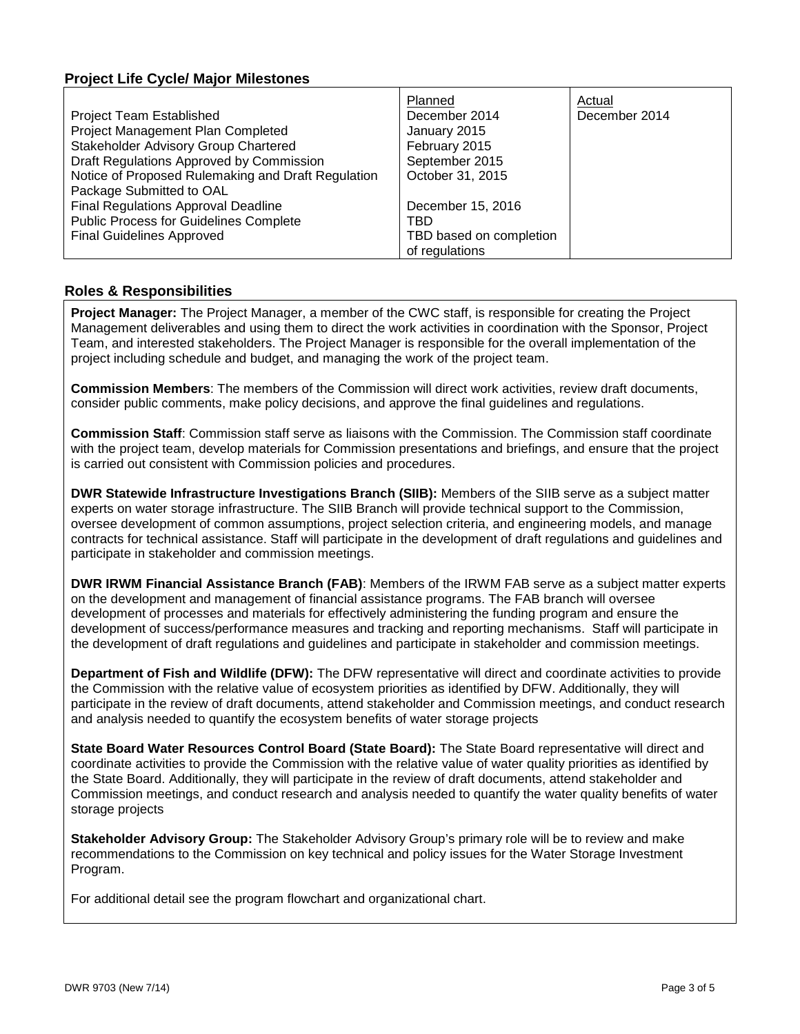## Project Life Cycle/ Major Milestones

| | Planned | Actual |
|---|---|---|
| Project Team Established | December 2014 | December 2014 |
| Project Management Plan Completed | January 2015 | |
| Stakeholder Advisory Group Chartered | February 2015 | |
| Draft Regulations Approved by Commission | September 2015 | |
| Notice of Proposed Rulemaking and Draft Regulation Package Submitted to OAL | October 31, 2015 | |
| Final Regulations Approval Deadline | December 15, 2016 | |
| Public Process for Guidelines Complete | TBD | |
| Final Guidelines Approved | TBD based on completion of regulations | |

## Roles & Responsibilities

**Project Manager:** The Project Manager, a member of the CWC staff, is responsible for creating the Project Management deliverables and using them to direct the work activities in coordination with the Sponsor, Project Team, and interested stakeholders. The Project Manager is responsible for the overall implementation of the project including schedule and budget, and managing the work of the project team.

**Commission Members**: The members of the Commission will direct work activities, review draft documents, consider public comments, make policy decisions, and approve the final guidelines and regulations.

**Commission Staff**: Commission staff serve as liaisons with the Commission. The Commission staff coordinate with the project team, develop materials for Commission presentations and briefings, and ensure that the project is carried out consistent with Commission policies and procedures.

**DWR Statewide Infrastructure Investigations Branch (SIIB):** Members of the SIIB serve as a subject matter experts on water storage infrastructure. The SIIB Branch will provide technical support to the Commission, oversee development of common assumptions, project selection criteria, and engineering models, and manage contracts for technical assistance. Staff will participate in the development of draft regulations and guidelines and participate in stakeholder and commission meetings.

**DWR IRWM Financial Assistance Branch (FAB)**: Members of the IRWM FAB serve as a subject matter experts on the development and management of financial assistance programs. The FAB branch will oversee development of processes and materials for effectively administering the funding program and ensure the development of success/performance measures and tracking and reporting mechanisms. Staff will participate in the development of draft regulations and guidelines and participate in stakeholder and commission meetings.

**Department of Fish and Wildlife (DFW):** The DFW representative will direct and coordinate activities to provide the Commission with the relative value of ecosystem priorities as identified by DFW. Additionally, they will participate in the review of draft documents, attend stakeholder and Commission meetings, and conduct research and analysis needed to quantify the ecosystem benefits of water storage projects

**State Board Water Resources Control Board (State Board):** The State Board representative will direct and coordinate activities to provide the Commission with the relative value of water quality priorities as identified by the State Board. Additionally, they will participate in the review of draft documents, attend stakeholder and Commission meetings, and conduct research and analysis needed to quantify the water quality benefits of water storage projects

**Stakeholder Advisory Group:** The Stakeholder Advisory Group's primary role will be to review and make recommendations to the Commission on key technical and policy issues for the Water Storage Investment Program.

For additional detail see the program flowchart and organizational chart.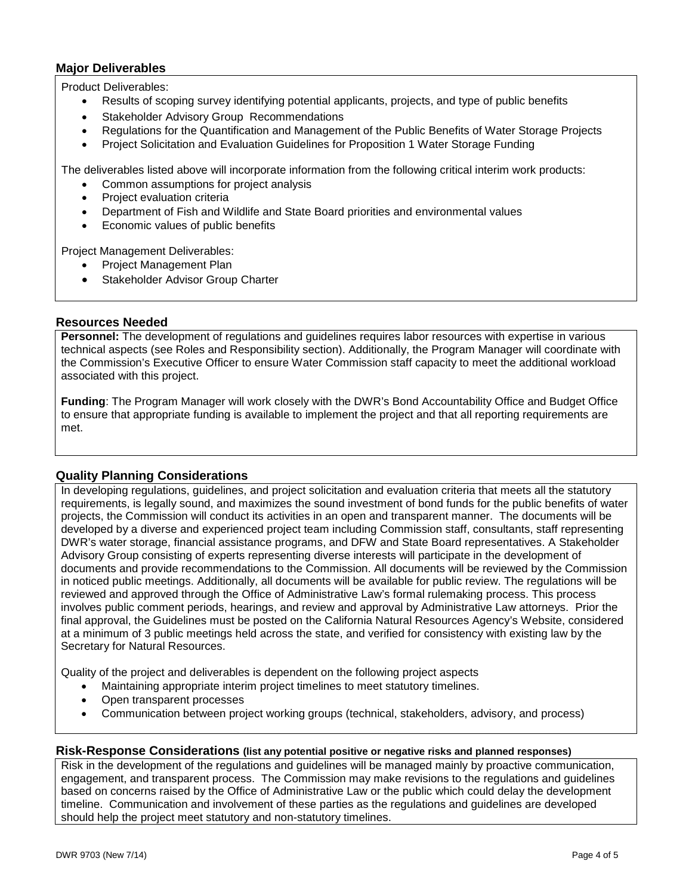## Major Deliverables

Product Deliverables:

- Results of scoping survey identifying potential applicants, projects, and type of public benefits
- Stakeholder Advisory Group Recommendations
- Regulations for the Quantification and Management of the Public Benefits of Water Storage Projects
- Project Solicitation and Evaluation Guidelines for Proposition 1 Water Storage Funding

The deliverables listed above will incorporate information from the following critical interim work products:

- Common assumptions for project analysis
- Project evaluation criteria
- Department of Fish and Wildlife and State Board priorities and environmental values
- Economic values of public benefits

Project Management Deliverables:

- Project Management Plan
- Stakeholder Advisor Group Charter

## Resources Needed

**Personnel:** The development of regulations and guidelines requires labor resources with expertise in various technical aspects (see Roles and Responsibility section). Additionally, the Program Manager will coordinate with the Commission's Executive Officer to ensure Water Commission staff capacity to meet the additional workload associated with this project.

**Funding**: The Program Manager will work closely with the DWR's Bond Accountability Office and Budget Office to ensure that appropriate funding is available to implement the project and that all reporting requirements are met.

## Quality Planning Considerations

In developing regulations, guidelines, and project solicitation and evaluation criteria that meets all the statutory requirements, is legally sound, and maximizes the sound investment of bond funds for the public benefits of water projects, the Commission will conduct its activities in an open and transparent manner. The documents will be developed by a diverse and experienced project team including Commission staff, consultants, staff representing DWR's water storage, financial assistance programs, and DFW and State Board representatives. A Stakeholder Advisory Group consisting of experts representing diverse interests will participate in the development of documents and provide recommendations to the Commission. All documents will be reviewed by the Commission in noticed public meetings. Additionally, all documents will be available for public review. The regulations will be reviewed and approved through the Office of Administrative Law's formal rulemaking process. This process involves public comment periods, hearings, and review and approval by Administrative Law attorneys. Prior the final approval, the Guidelines must be posted on the California Natural Resources Agency's Website, considered at a minimum of 3 public meetings held across the state, and verified for consistency with existing law by the Secretary for Natural Resources.

Quality of the project and deliverables is dependent on the following project aspects

- Maintaining appropriate interim project timelines to meet statutory timelines.
- Open transparent processes
- Communication between project working groups (technical, stakeholders, advisory, and process)

## Risk-Response Considerations (list any potential positive or negative risks and planned responses)

Risk in the development of the regulations and guidelines will be managed mainly by proactive communication, engagement, and transparent process. The Commission may make revisions to the regulations and guidelines based on concerns raised by the Office of Administrative Law or the public which could delay the development timeline. Communication and involvement of these parties as the regulations and guidelines are developed should help the project meet statutory and non-statutory timelines.

DWR 9703 (New 7/14)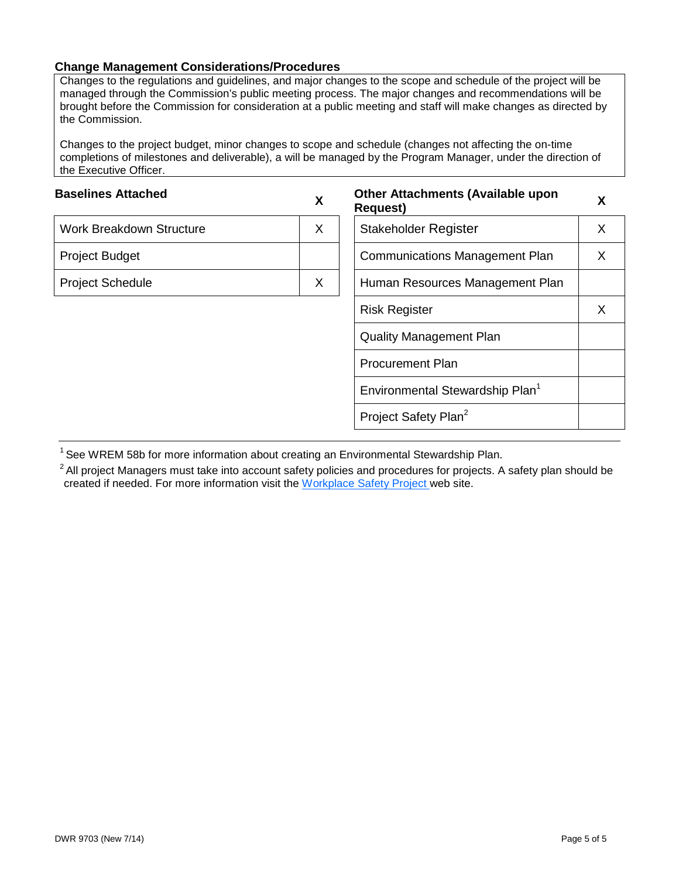### Change Management Considerations/Procedures

Changes to the regulations and guidelines, and major changes to the scope and schedule of the project will be managed through the Commission's public meeting process. The major changes and recommendations will be brought before the Commission for consideration at a public meeting and staff will make changes as directed by the Commission.

Changes to the project budget, minor changes to scope and schedule (changes not affecting the on-time completions of milestones and deliverable), a will be managed by the Program Manager, under the direction of the Executive Officer.

| Baselines Attached | X |
|---|---|
| Work Breakdown Structure | X |
| Project Budget | |
| Project Schedule | X |

| Other Attachments (Available upon Request) | X |
|---|---|
| Stakeholder Register | X |
| Communications Management Plan | X |
| Human Resources Management Plan | |
| Risk Register | X |
| Quality Management Plan | |
| Procurement Plan | |
| Environmental Stewardship Plan[1] | |
| Project Safety Plan[2] | |

---

[1] See WREM 58b for more information about creating an Environmental Stewardship Plan.

[2] All project Managers must take into account safety policies and procedures for projects. A safety plan should be created if needed. For more information visit the Workplace Safety Project web site.

DWR 9703 (New 7/14)